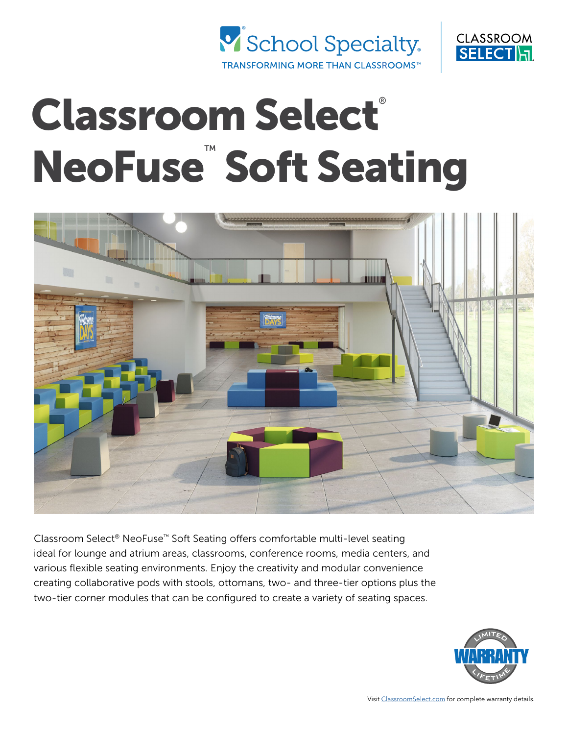School Specialty®
TRANSFORMING MORE THAN CLASSROOMS™

CLASSROOM SELECT

# Classroom Select® NeoFuse™ Soft Seating

Classroom Select® NeoFuse™ Soft Seating offers comfortable multi-level seating ideal for lounge and atrium areas, classrooms, conference rooms, media centers, and various flexible seating environments. Enjoy the creativity and modular convenience creating collaborative pods with stools, ottomans, two- and three-tier options plus the two-tier corner modules that can be configured to create a variety of seating spaces.

LIMITED WARRANTY LIFETIME

Visit ClassroomSelect.com for complete warranty details.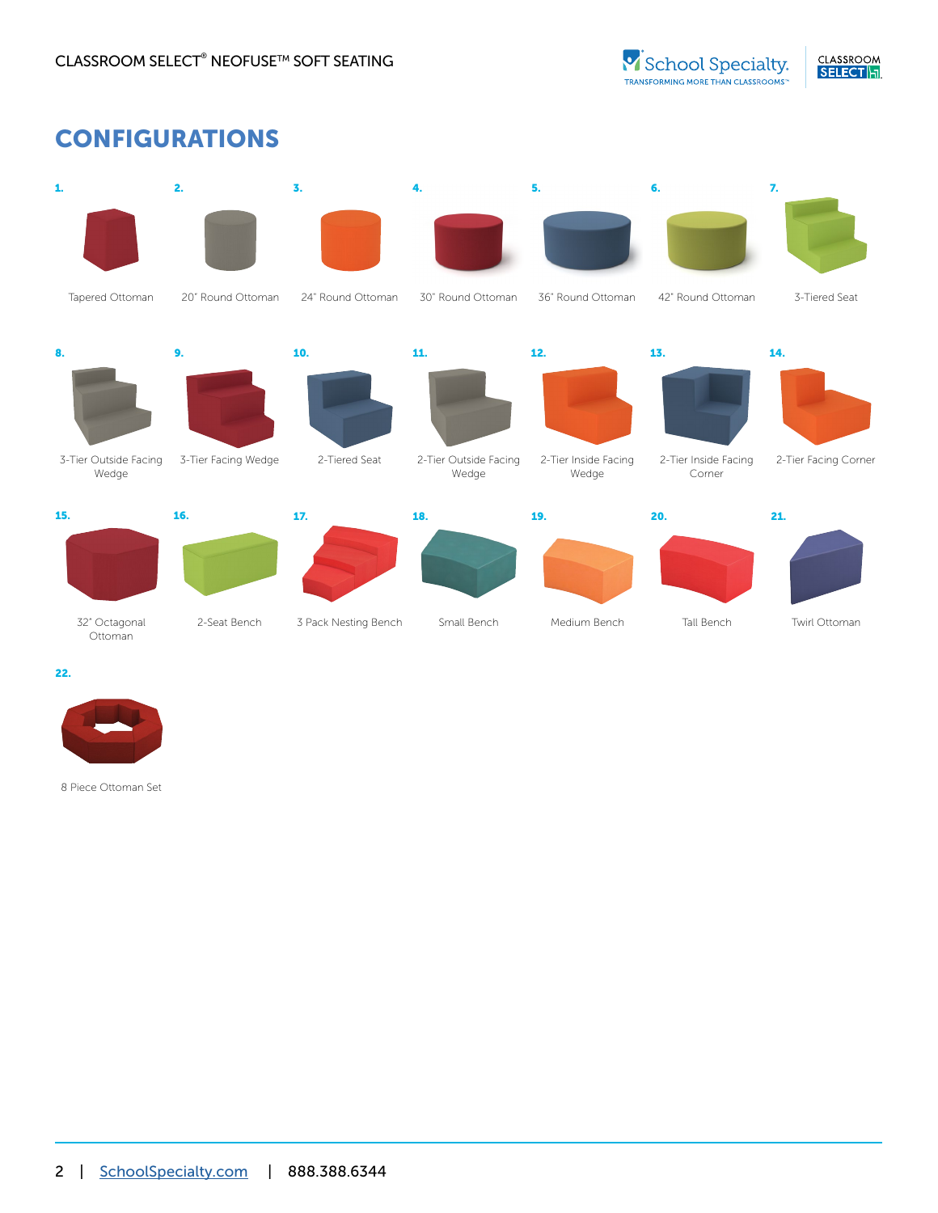## CONFIGURATIONS

1. Tapered Ottoman
2. 20" Round Ottoman
3. 24" Round Ottoman
4. 30" Round Ottoman
5. 36" Round Ottoman
6. 42" Round Ottoman
7. 3-Tiered Seat
8. 3-Tier Outside Facing Wedge
9. 3-Tier Facing Wedge
10. 2-Tiered Seat
11. 2-Tier Outside Facing Wedge
12. 2-Tier Inside Facing Wedge
13. 2-Tier Inside Facing Corner
14. 2-Tier Facing Corner
15. 32" Octagonal Ottoman
16. 2-Seat Bench
17. 3 Pack Nesting Bench
18. Small Bench
19. Medium Bench
20. Tall Bench
21. Twirl Ottoman
22. 8 Piece Ottoman Set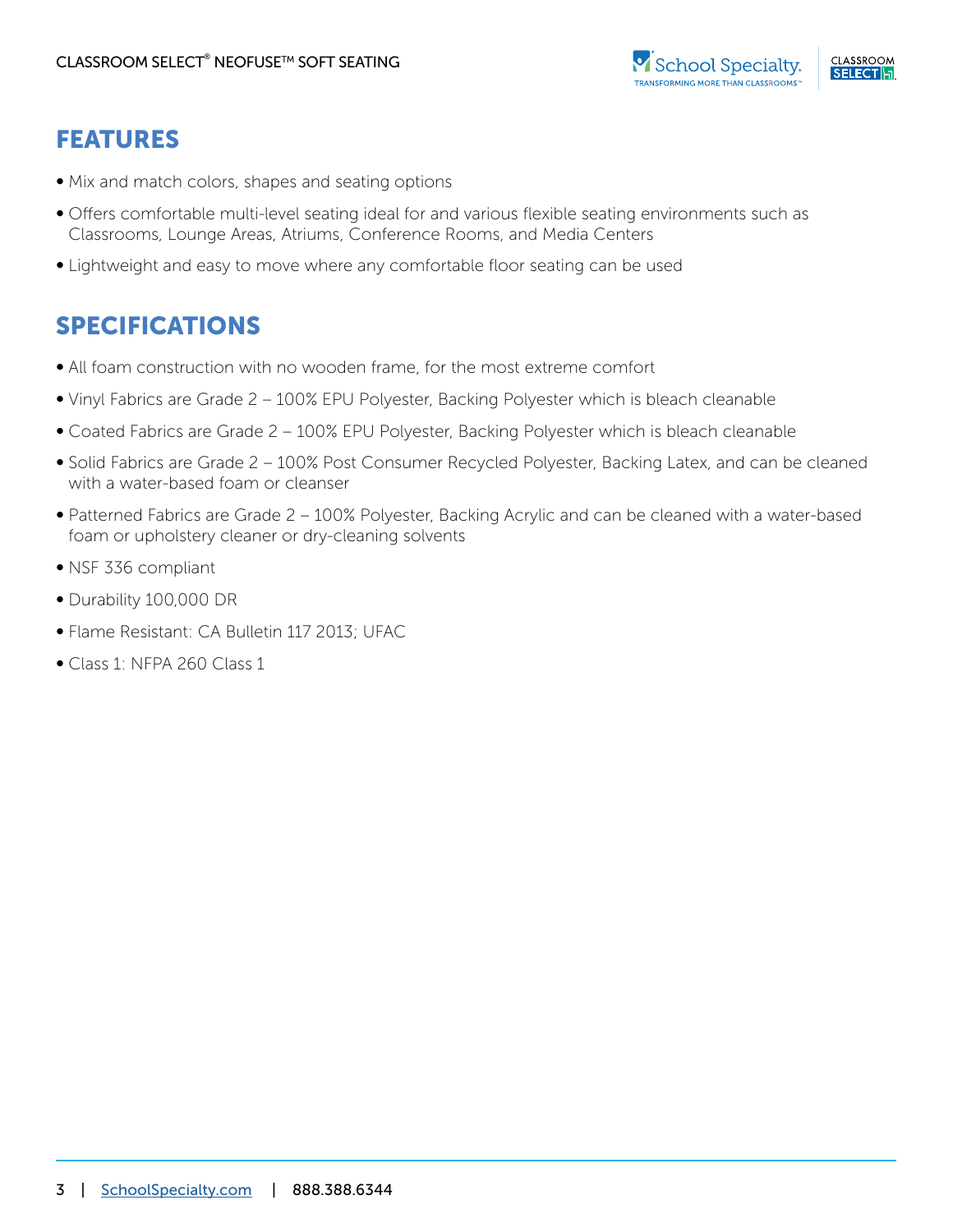## FEATURES

- Mix and match colors, shapes and seating options
- Offers comfortable multi-level seating ideal for and various flexible seating environments such as Classrooms, Lounge Areas, Atriums, Conference Rooms, and Media Centers
- Lightweight and easy to move where any comfortable floor seating can be used

## SPECIFICATIONS

- All foam construction with no wooden frame, for the most extreme comfort
- Vinyl Fabrics are Grade 2 – 100% EPU Polyester, Backing Polyester which is bleach cleanable
- Coated Fabrics are Grade 2 – 100% EPU Polyester, Backing Polyester which is bleach cleanable
- Solid Fabrics are Grade 2 – 100% Post Consumer Recycled Polyester, Backing Latex, and can be cleaned with a water-based foam or cleanser
- Patterned Fabrics are Grade 2 – 100% Polyester, Backing Acrylic and can be cleaned with a water-based foam or upholstery cleaner or dry-cleaning solvents
- NSF 336 compliant
- Durability 100,000 DR
- Flame Resistant: CA Bulletin 117 2013; UFAC
- Class 1: NFPA 260 Class 1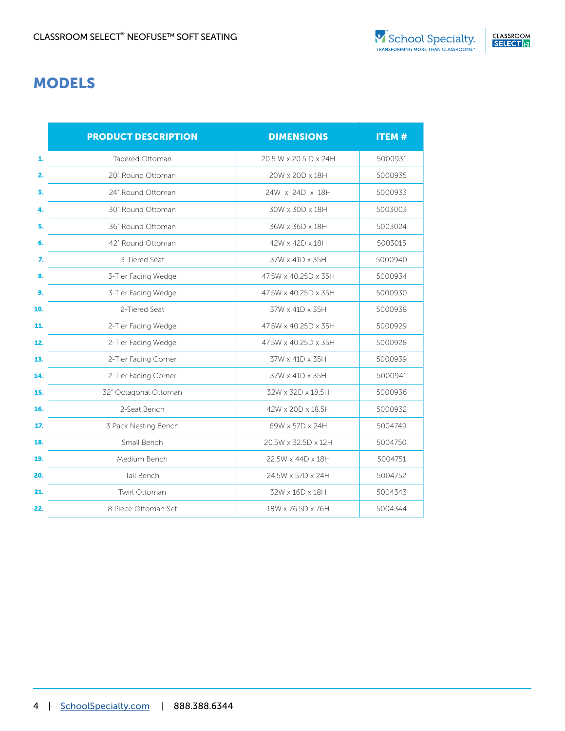# MODELS

| | PRODUCT DESCRIPTION | DIMENSIONS | ITEM # |
|---|---|---|---|
| 1. | Tapered Ottoman | 20.5 W x 20.5 D x 24H | 5000931 |
| 2. | 20" Round Ottoman | 20W x 20D x 18H | 5000935 |
| 3. | 24" Round Ottoman | 24W x 24D x 18H | 5000933 |
| 4. | 30" Round Ottoman | 30W x 30D x 18H | 5003003 |
| 5. | 36" Round Ottoman | 36W x 36D x 18H | 5003024 |
| 6. | 42" Round Ottoman | 42W x 42D x 18H | 5003015 |
| 7. | 3-Tiered Seat | 37W x 41D x 35H | 5000940 |
| 8. | 3-Tier Facing Wedge | 47.5W x 40.25D x 35H | 5000934 |
| 9. | 3-Tier Facing Wedge | 47.5W x 40.25D x 35H | 5000930 |
| 10. | 2-Tiered Seat | 37W x 41D x 35H | 5000938 |
| 11. | 2-Tier Facing Wedge | 47.5W x 40.25D x 35H | 5000929 |
| 12. | 2-Tier Facing Wedge | 47.5W x 40.25D x 35H | 5000928 |
| 13. | 2-Tier Facing Corner | 37W x 41D x 35H | 5000939 |
| 14. | 2-Tier Facing Corner | 37W x 41D x 35H | 5000941 |
| 15. | 32" Octagonal Ottoman | 32W x 32D x 18.5H | 5000936 |
| 16. | 2-Seat Bench | 42W x 20D x 18.5H | 5000932 |
| 17. | 3 Pack Nesting Bench | 69W x 57D x 24H | 5004749 |
| 18. | Small Bench | 20.5W x 32.5D x 12H | 5004750 |
| 19. | Medium Bench | 22.5W x 44D x 18H | 5004751 |
| 20. | Tall Bench | 24.5W x 57D x 24H | 5004752 |
| 21. | Twirl Ottoman | 32W x 16D x 18H | 5004343 |
| 22. | 8 Piece Ottoman Set | 18W x 76.5D x 76H | 5004344 |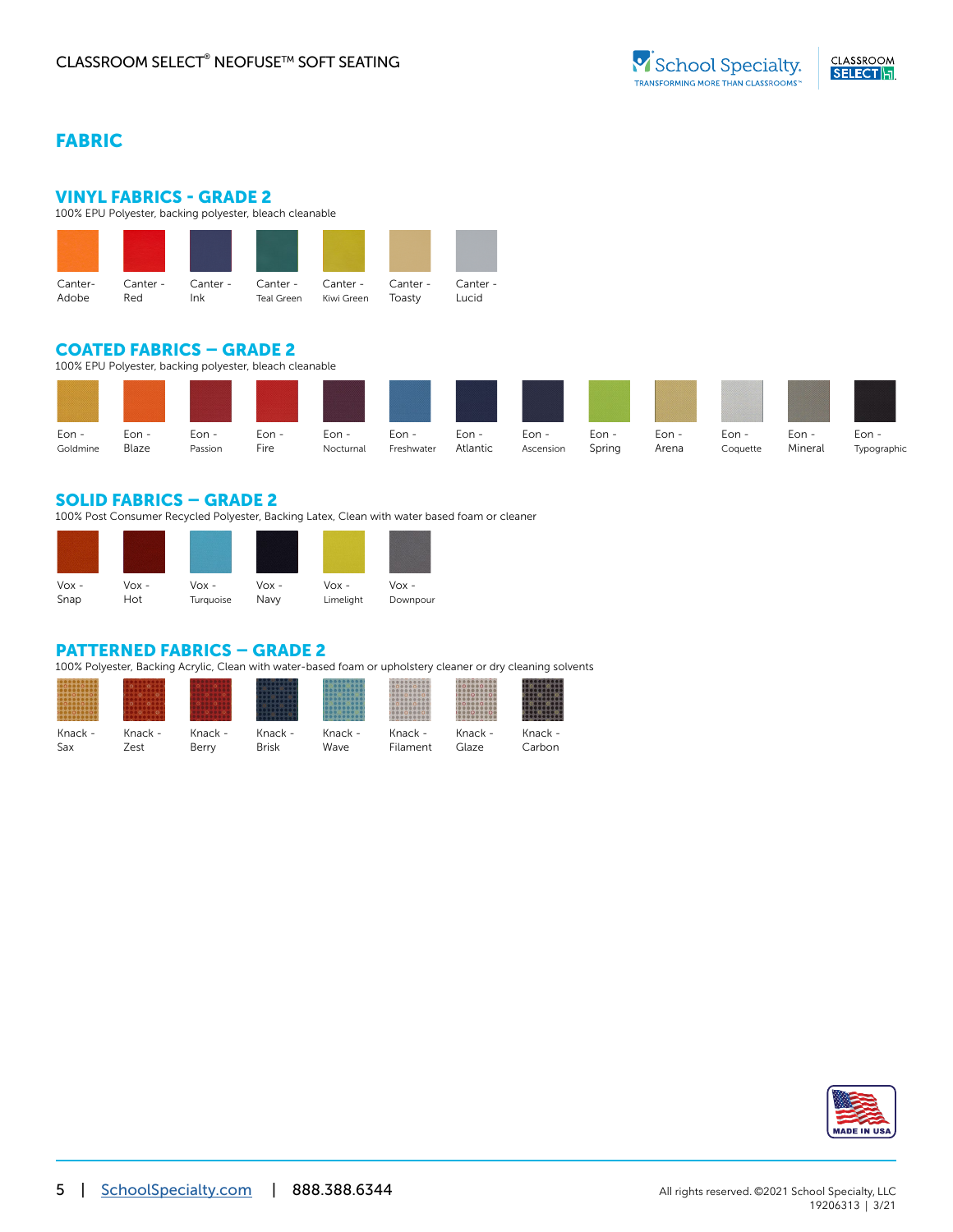# FABRIC

## VINYL FABRICS - GRADE 2

100% EPU Polyester, backing polyester, bleach cleanable

Canter- Adobe
Canter - Red
Canter - Ink
Canter - Teal Green
Canter - Kiwi Green
Canter - Toasty
Canter - Lucid

## COATED FABRICS – GRADE 2

100% EPU Polyester, backing polyester, bleach cleanable

Eon - Goldmine
Eon - Blaze
Eon - Passion
Eon - Fire
Eon - Nocturnal
Eon - Freshwater
Eon - Atlantic
Eon - Ascension
Eon - Spring
Eon - Arena
Eon - Coquette
Eon - Mineral
Eon - Typographic

## SOLID FABRICS – GRADE 2

100% Post Consumer Recycled Polyester, Backing Latex, Clean with water based foam or cleaner

Vox - Snap
Vox - Hot
Vox - Turquoise
Vox - Navy
Vox - Limelight
Vox - Downpour

## PATTERNED FABRICS – GRADE 2

100% Polyester, Backing Acrylic, Clean with water-based foam or upholstery cleaner or dry cleaning solvents

Knack - Sax
Knack - Zest
Knack - Berry
Knack - Brisk
Knack - Wave
Knack - Filament
Knack - Glaze
Knack - Carbon

MADE IN USA

SchoolSpecialty.com | 888.388.6344

All rights reserved. ©2021 School Specialty, LLC
19206313 | 3/21